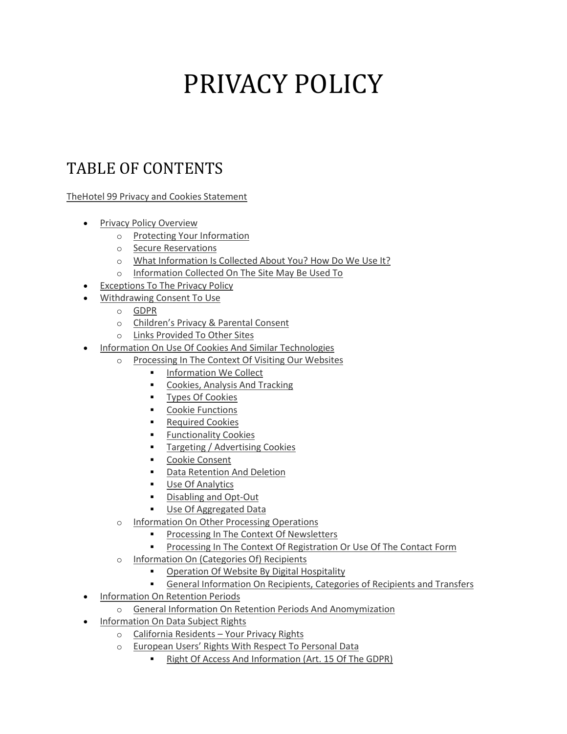# PRIVACY POLICY

## TABLE OF CONTENTS

TheHotel 99 Privacy and Cookies Statement

- Privacy Policy Overview
    - Protecting Your Information
    - Secure Reservations
    - What Information Is Collected About You? How Do We Use It?
    - Information Collected On The Site May Be Used To
- Exceptions To The Privacy Policy
- Withdrawing Consent To Use
    - GDPR
    - Children's Privacy & Parental Consent
    - Links Provided To Other Sites
- Information On Use Of Cookies And Similar Technologies
    - Processing In The Context Of Visiting Our Websites
        - Information We Collect
        - Cookies, Analysis And Tracking
        - Types Of Cookies
        - Cookie Functions
        - Required Cookies
        - Functionality Cookies
        - Targeting / Advertising Cookies
        - Cookie Consent
        - Data Retention And Deletion
        - Use Of Analytics
        - Disabling and Opt-Out
        - Use Of Aggregated Data
    - Information On Other Processing Operations
        - Processing In The Context Of Newsletters
        - Processing In The Context Of Registration Or Use Of The Contact Form
    - Information On (Categories Of) Recipients
        - Operation Of Website By Digital Hospitality
        - General Information On Recipients, Categories of Recipients and Transfers
- Information On Retention Periods
    - General Information On Retention Periods And Anomymization
- Information On Data Subject Rights
    - California Residents – Your Privacy Rights
    - European Users' Rights With Respect To Personal Data
        - Right Of Access And Information (Art. 15 Of The GDPR)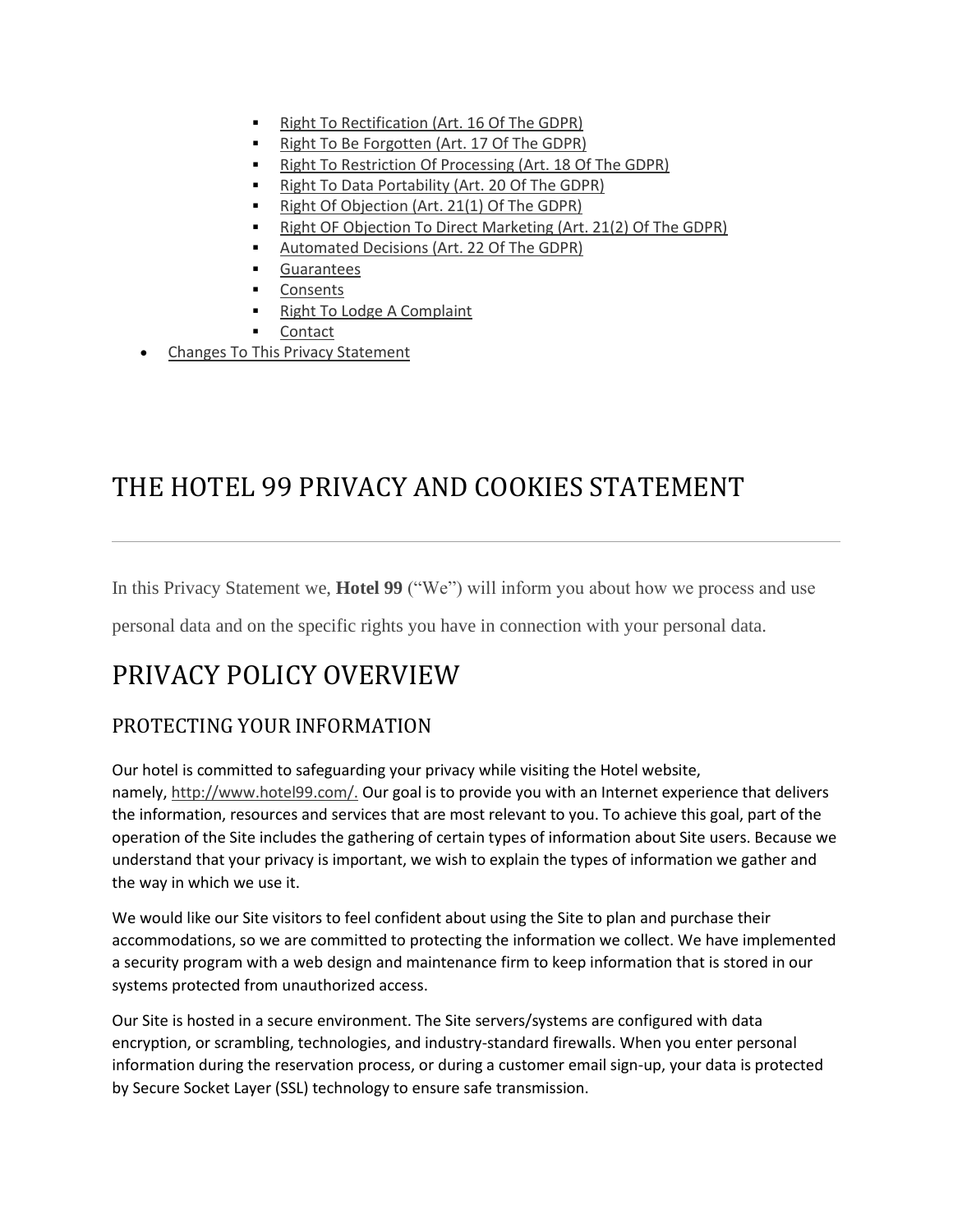- Right To Rectification (Art. 16 Of The GDPR)
    - Right To Be Forgotten (Art. 17 Of The GDPR)
    - Right To Restriction Of Processing (Art. 18 Of The GDPR)
    - Right To Data Portability (Art. 20 Of The GDPR)
    - Right Of Objection (Art. 21(1) Of The GDPR)
    - Right OF Objection To Direct Marketing (Art. 21(2) Of The GDPR)
    - Automated Decisions (Art. 22 Of The GDPR)
    - Guarantees
    - Consents
    - Right To Lodge A Complaint
    - Contact
- Changes To This Privacy Statement

# THE HOTEL 99 PRIVACY AND COOKIES STATEMENT

---

In this Privacy Statement we, **Hotel 99** ("We") will inform you about how we process and use personal data and on the specific rights you have in connection with your personal data.

# PRIVACY POLICY OVERVIEW

## PROTECTING YOUR INFORMATION

Our hotel is committed to safeguarding your privacy while visiting the Hotel website, namely, http://www.hotel99.com/. Our goal is to provide you with an Internet experience that delivers the information, resources and services that are most relevant to you. To achieve this goal, part of the operation of the Site includes the gathering of certain types of information about Site users. Because we understand that your privacy is important, we wish to explain the types of information we gather and the way in which we use it.

We would like our Site visitors to feel confident about using the Site to plan and purchase their accommodations, so we are committed to protecting the information we collect. We have implemented a security program with a web design and maintenance firm to keep information that is stored in our systems protected from unauthorized access.

Our Site is hosted in a secure environment. The Site servers/systems are configured with data encryption, or scrambling, technologies, and industry-standard firewalls. When you enter personal information during the reservation process, or during a customer email sign-up, your data is protected by Secure Socket Layer (SSL) technology to ensure safe transmission.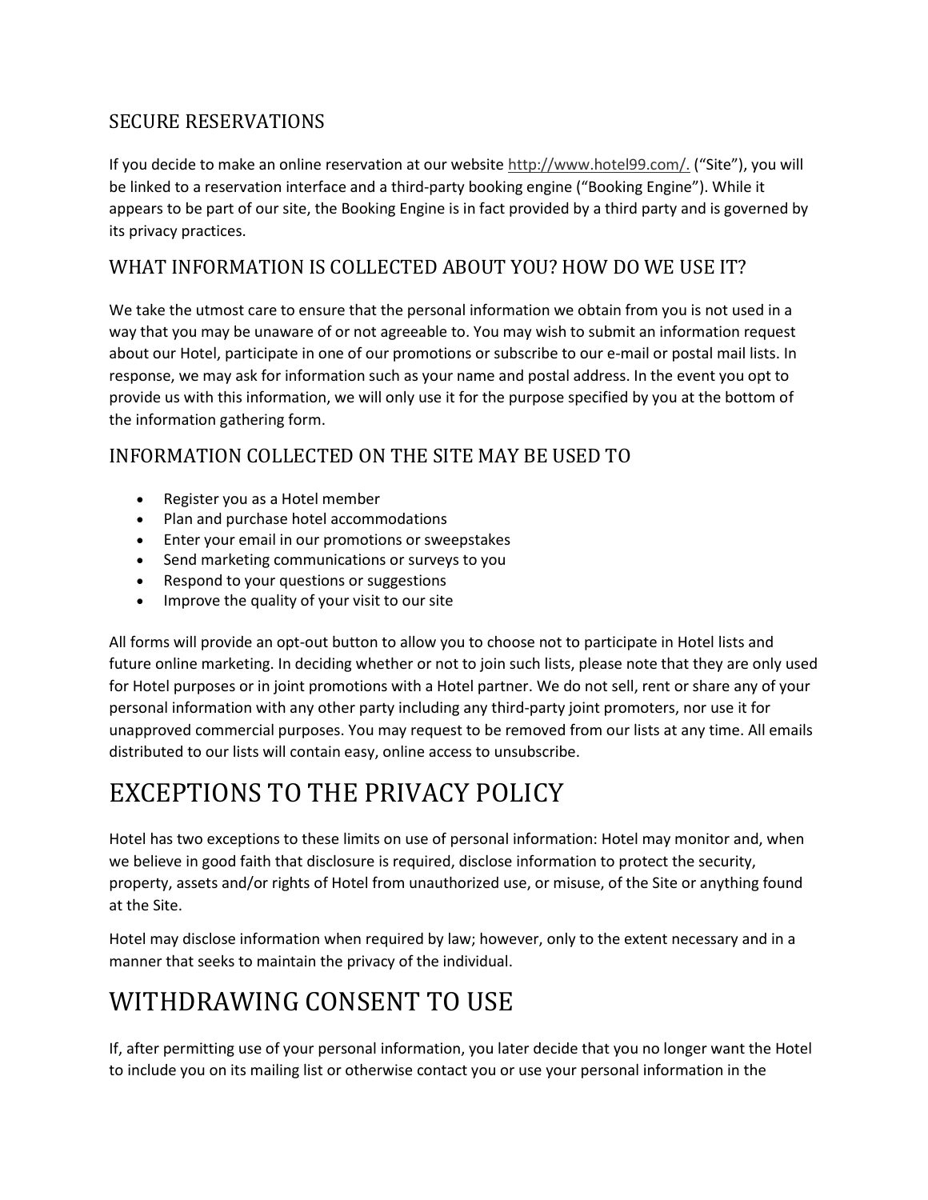## SECURE RESERVATIONS

If you decide to make an online reservation at our website http://www.hotel99.com/. ("Site"), you will be linked to a reservation interface and a third-party booking engine ("Booking Engine"). While it appears to be part of our site, the Booking Engine is in fact provided by a third party and is governed by its privacy practices.

## WHAT INFORMATION IS COLLECTED ABOUT YOU? HOW DO WE USE IT?

We take the utmost care to ensure that the personal information we obtain from you is not used in a way that you may be unaware of or not agreeable to. You may wish to submit an information request about our Hotel, participate in one of our promotions or subscribe to our e-mail or postal mail lists. In response, we may ask for information such as your name and postal address. In the event you opt to provide us with this information, we will only use it for the purpose specified by you at the bottom of the information gathering form.

## INFORMATION COLLECTED ON THE SITE MAY BE USED TO

- Register you as a Hotel member
- Plan and purchase hotel accommodations
- Enter your email in our promotions or sweepstakes
- Send marketing communications or surveys to you
- Respond to your questions or suggestions
- Improve the quality of your visit to our site

All forms will provide an opt-out button to allow you to choose not to participate in Hotel lists and future online marketing. In deciding whether or not to join such lists, please note that they are only used for Hotel purposes or in joint promotions with a Hotel partner. We do not sell, rent or share any of your personal information with any other party including any third-party joint promoters, nor use it for unapproved commercial purposes. You may request to be removed from our lists at any time. All emails distributed to our lists will contain easy, online access to unsubscribe.

# EXCEPTIONS TO THE PRIVACY POLICY

Hotel has two exceptions to these limits on use of personal information: Hotel may monitor and, when we believe in good faith that disclosure is required, disclose information to protect the security, property, assets and/or rights of Hotel from unauthorized use, or misuse, of the Site or anything found at the Site.

Hotel may disclose information when required by law; however, only to the extent necessary and in a manner that seeks to maintain the privacy of the individual.

# WITHDRAWING CONSENT TO USE

If, after permitting use of your personal information, you later decide that you no longer want the Hotel to include you on its mailing list or otherwise contact you or use your personal information in the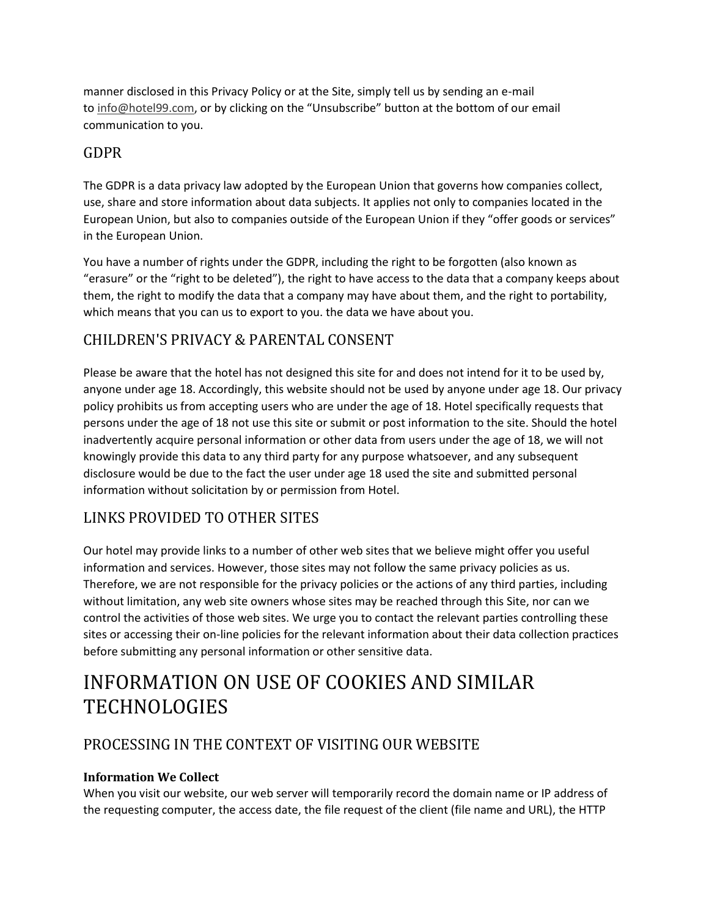manner disclosed in this Privacy Policy or at the Site, simply tell us by sending an e-mail to info@hotel99.com, or by clicking on the "Unsubscribe" button at the bottom of our email communication to you.

## GDPR

The GDPR is a data privacy law adopted by the European Union that governs how companies collect, use, share and store information about data subjects. It applies not only to companies located in the European Union, but also to companies outside of the European Union if they "offer goods or services" in the European Union.

You have a number of rights under the GDPR, including the right to be forgotten (also known as "erasure" or the "right to be deleted"), the right to have access to the data that a company keeps about them, the right to modify the data that a company may have about them, and the right to portability, which means that you can us to export to you. the data we have about you.

## CHILDREN'S PRIVACY & PARENTAL CONSENT

Please be aware that the hotel has not designed this site for and does not intend for it to be used by, anyone under age 18. Accordingly, this website should not be used by anyone under age 18. Our privacy policy prohibits us from accepting users who are under the age of 18. Hotel specifically requests that persons under the age of 18 not use this site or submit or post information to the site. Should the hotel inadvertently acquire personal information or other data from users under the age of 18, we will not knowingly provide this data to any third party for any purpose whatsoever, and any subsequent disclosure would be due to the fact the user under age 18 used the site and submitted personal information without solicitation by or permission from Hotel.

## LINKS PROVIDED TO OTHER SITES

Our hotel may provide links to a number of other web sites that we believe might offer you useful information and services. However, those sites may not follow the same privacy policies as us. Therefore, we are not responsible for the privacy policies or the actions of any third parties, including without limitation, any web site owners whose sites may be reached through this Site, nor can we control the activities of those web sites. We urge you to contact the relevant parties controlling these sites or accessing their on-line policies for the relevant information about their data collection practices before submitting any personal information or other sensitive data.

# INFORMATION ON USE OF COOKIES AND SIMILAR TECHNOLOGIES

## PROCESSING IN THE CONTEXT OF VISITING OUR WEBSITE

**Information We Collect**
When you visit our website, our web server will temporarily record the domain name or IP address of the requesting computer, the access date, the file request of the client (file name and URL), the HTTP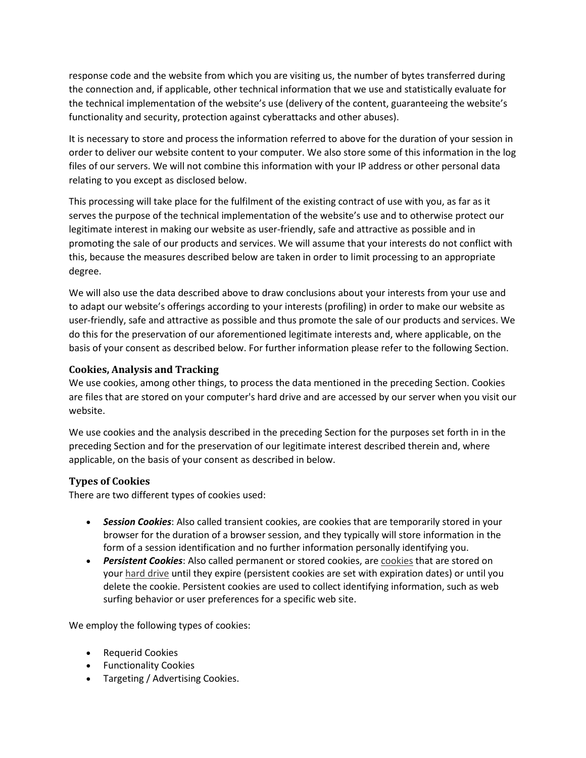response code and the website from which you are visiting us, the number of bytes transferred during the connection and, if applicable, other technical information that we use and statistically evaluate for the technical implementation of the website's use (delivery of the content, guaranteeing the website's functionality and security, protection against cyberattacks and other abuses).

It is necessary to store and process the information referred to above for the duration of your session in order to deliver our website content to your computer. We also store some of this information in the log files of our servers. We will not combine this information with your IP address or other personal data relating to you except as disclosed below.

This processing will take place for the fulfilment of the existing contract of use with you, as far as it serves the purpose of the technical implementation of the website's use and to otherwise protect our legitimate interest in making our website as user-friendly, safe and attractive as possible and in promoting the sale of our products and services. We will assume that your interests do not conflict with this, because the measures described below are taken in order to limit processing to an appropriate degree.

We will also use the data described above to draw conclusions about your interests from your use and to adapt our website's offerings according to your interests (profiling) in order to make our website as user-friendly, safe and attractive as possible and thus promote the sale of our products and services. We do this for the preservation of our aforementioned legitimate interests and, where applicable, on the basis of your consent as described below. For further information please refer to the following Section.

### Cookies, Analysis and Tracking

We use cookies, among other things, to process the data mentioned in the preceding Section. Cookies are files that are stored on your computer's hard drive and are accessed by our server when you visit our website.

We use cookies and the analysis described in the preceding Section for the purposes set forth in in the preceding Section and for the preservation of our legitimate interest described therein and, where applicable, on the basis of your consent as described in below.

### Types of Cookies

There are two different types of cookies used:

- ***Session Cookies***: Also called transient cookies, are cookies that are temporarily stored in your browser for the duration of a browser session, and they typically will store information in the form of a session identification and no further information personally identifying you.
- ***Persistent Cookies***: Also called permanent or stored cookies, are cookies that are stored on your hard drive until they expire (persistent cookies are set with expiration dates) or until you delete the cookie. Persistent cookies are used to collect identifying information, such as web surfing behavior or user preferences for a specific web site.

We employ the following types of cookies:

- Requerid Cookies
- Functionality Cookies
- Targeting / Advertising Cookies.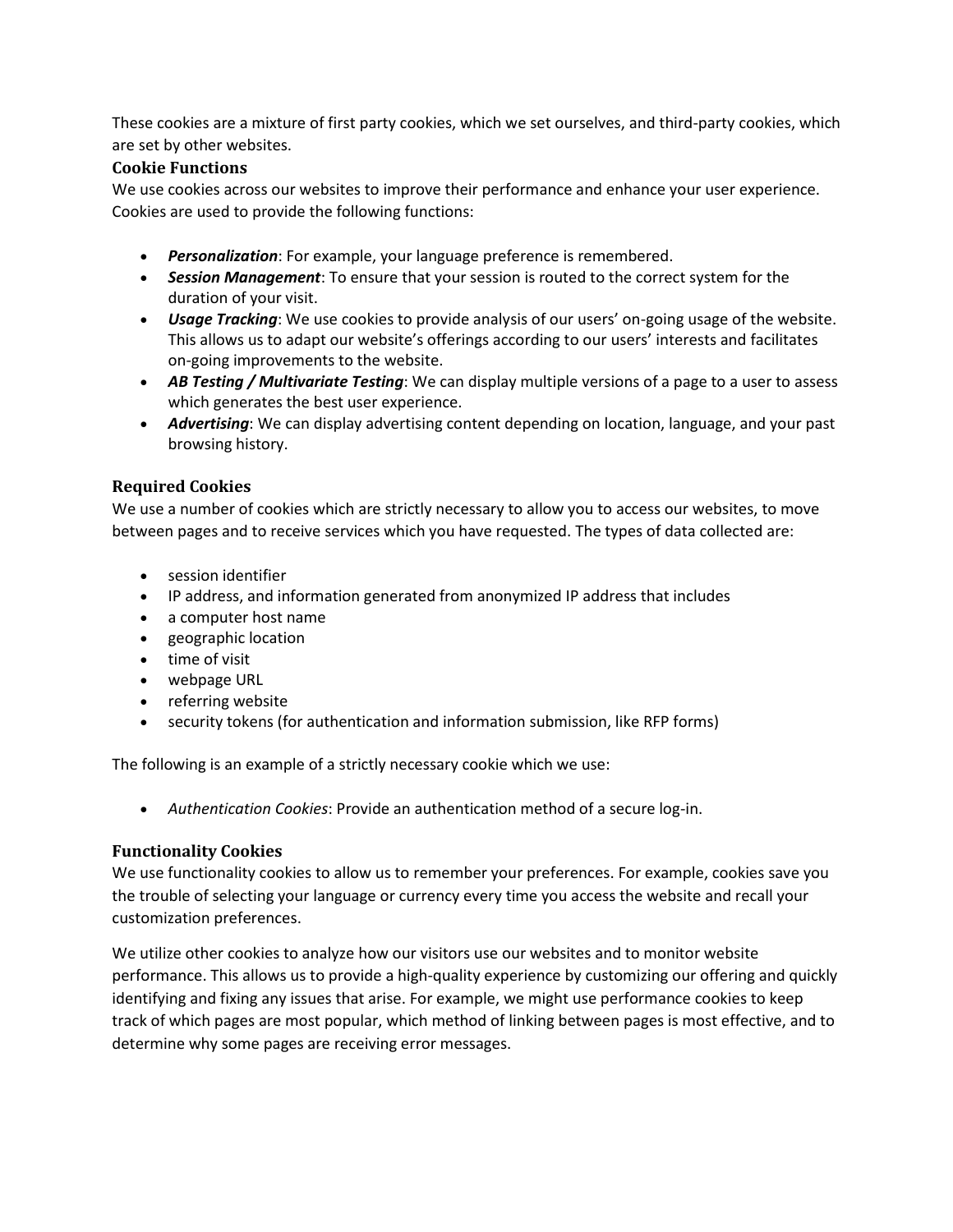These cookies are a mixture of first party cookies, which we set ourselves, and third-party cookies, which are set by other websites.

### Cookie Functions

We use cookies across our websites to improve their performance and enhance your user experience. Cookies are used to provide the following functions:

- ***Personalization***: For example, your language preference is remembered.
- ***Session Management***: To ensure that your session is routed to the correct system for the duration of your visit.
- ***Usage Tracking***: We use cookies to provide analysis of our users' on-going usage of the website. This allows us to adapt our website's offerings according to our users' interests and facilitates on-going improvements to the website.
- ***AB Testing / Multivariate Testing***: We can display multiple versions of a page to a user to assess which generates the best user experience.
- ***Advertising***: We can display advertising content depending on location, language, and your past browsing history.

### Required Cookies

We use a number of cookies which are strictly necessary to allow you to access our websites, to move between pages and to receive services which you have requested. The types of data collected are:

- session identifier
- IP address, and information generated from anonymized IP address that includes
- a computer host name
- geographic location
- time of visit
- webpage URL
- referring website
- security tokens (for authentication and information submission, like RFP forms)

The following is an example of a strictly necessary cookie which we use:

- *Authentication Cookies*: Provide an authentication method of a secure log-in.

### Functionality Cookies

We use functionality cookies to allow us to remember your preferences. For example, cookies save you the trouble of selecting your language or currency every time you access the website and recall your customization preferences.

We utilize other cookies to analyze how our visitors use our websites and to monitor website performance. This allows us to provide a high-quality experience by customizing our offering and quickly identifying and fixing any issues that arise. For example, we might use performance cookies to keep track of which pages are most popular, which method of linking between pages is most effective, and to determine why some pages are receiving error messages.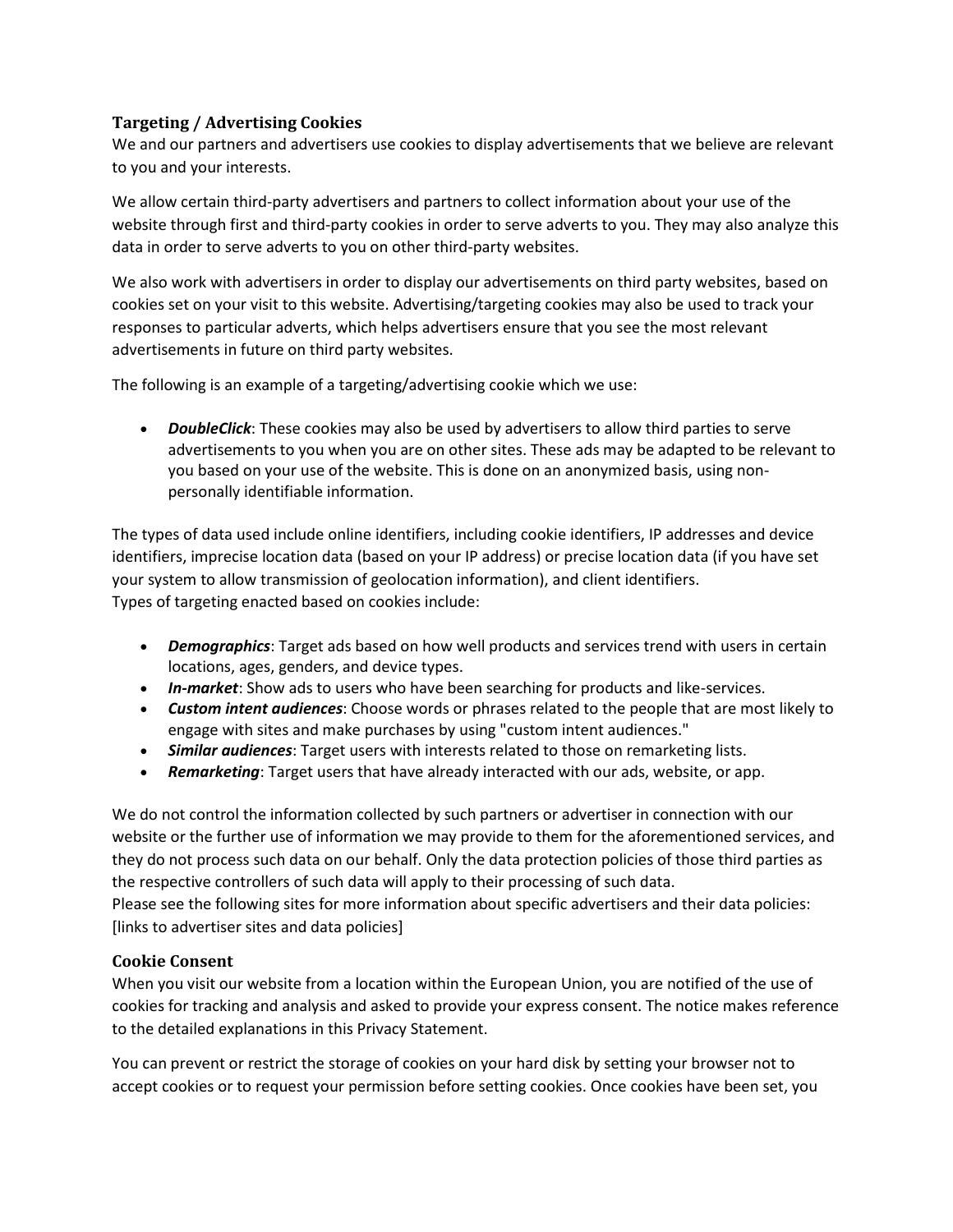### Targeting / Advertising Cookies

We and our partners and advertisers use cookies to display advertisements that we believe are relevant to you and your interests.

We allow certain third-party advertisers and partners to collect information about your use of the website through first and third-party cookies in order to serve adverts to you. They may also analyze this data in order to serve adverts to you on other third-party websites.

We also work with advertisers in order to display our advertisements on third party websites, based on cookies set on your visit to this website. Advertising/targeting cookies may also be used to track your responses to particular adverts, which helps advertisers ensure that you see the most relevant advertisements in future on third party websites.

The following is an example of a targeting/advertising cookie which we use:

- ***DoubleClick***: These cookies may also be used by advertisers to allow third parties to serve advertisements to you when you are on other sites. These ads may be adapted to be relevant to you based on your use of the website. This is done on an anonymized basis, using non-personally identifiable information.

The types of data used include online identifiers, including cookie identifiers, IP addresses and device identifiers, imprecise location data (based on your IP address) or precise location data (if you have set your system to allow transmission of geolocation information), and client identifiers.
Types of targeting enacted based on cookies include:

- ***Demographics***: Target ads based on how well products and services trend with users in certain locations, ages, genders, and device types.
- ***In-market***: Show ads to users who have been searching for products and like-services.
- ***Custom intent audiences***: Choose words or phrases related to the people that are most likely to engage with sites and make purchases by using "custom intent audiences."
- ***Similar audiences***: Target users with interests related to those on remarketing lists.
- ***Remarketing***: Target users that have already interacted with our ads, website, or app.

We do not control the information collected by such partners or advertiser in connection with our website or the further use of information we may provide to them for the aforementioned services, and they do not process such data on our behalf. Only the data protection policies of those third parties as the respective controllers of such data will apply to their processing of such data.
Please see the following sites for more information about specific advertisers and their data policies: [links to advertiser sites and data policies]

### Cookie Consent

When you visit our website from a location within the European Union, you are notified of the use of cookies for tracking and analysis and asked to provide your express consent. The notice makes reference to the detailed explanations in this Privacy Statement.

You can prevent or restrict the storage of cookies on your hard disk by setting your browser not to accept cookies or to request your permission before setting cookies. Once cookies have been set, you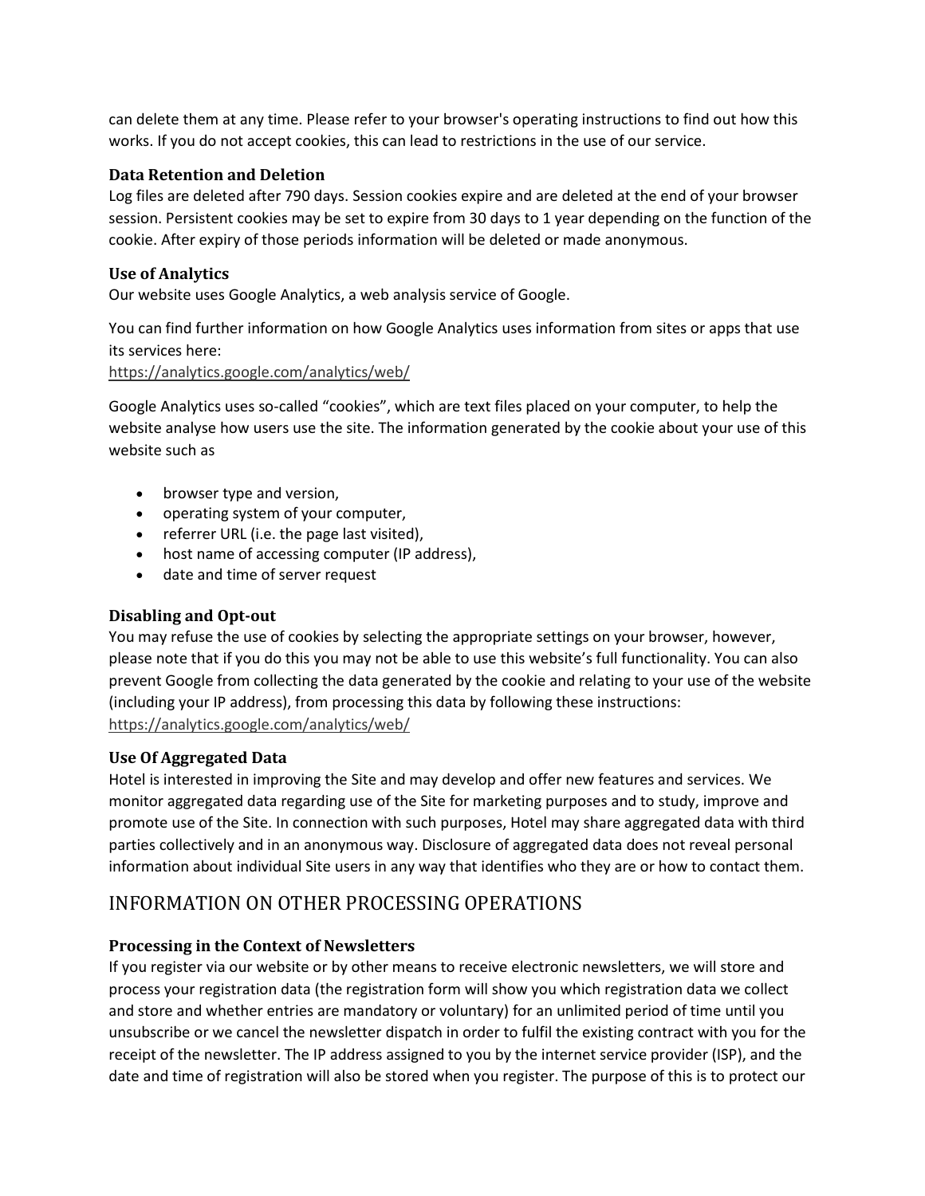can delete them at any time. Please refer to your browser's operating instructions to find out how this works. If you do not accept cookies, this can lead to restrictions in the use of our service.

### Data Retention and Deletion

Log files are deleted after 790 days. Session cookies expire and are deleted at the end of your browser session. Persistent cookies may be set to expire from 30 days to 1 year depending on the function of the cookie. After expiry of those periods information will be deleted or made anonymous.

### Use of Analytics

Our website uses Google Analytics, a web analysis service of Google.

You can find further information on how Google Analytics uses information from sites or apps that use its services here:
https://analytics.google.com/analytics/web/

Google Analytics uses so-called "cookies", which are text files placed on your computer, to help the website analyse how users use the site. The information generated by the cookie about your use of this website such as

- browser type and version,
- operating system of your computer,
- referrer URL (i.e. the page last visited),
- host name of accessing computer (IP address),
- date and time of server request

### Disabling and Opt-out

You may refuse the use of cookies by selecting the appropriate settings on your browser, however, please note that if you do this you may not be able to use this website's full functionality. You can also prevent Google from collecting the data generated by the cookie and relating to your use of the website (including your IP address), from processing this data by following these instructions:
https://analytics.google.com/analytics/web/

### Use Of Aggregated Data

Hotel is interested in improving the Site and may develop and offer new features and services. We monitor aggregated data regarding use of the Site for marketing purposes and to study, improve and promote use of the Site. In connection with such purposes, Hotel may share aggregated data with third parties collectively and in an anonymous way. Disclosure of aggregated data does not reveal personal information about individual Site users in any way that identifies who they are or how to contact them.

## INFORMATION ON OTHER PROCESSING OPERATIONS

### Processing in the Context of Newsletters

If you register via our website or by other means to receive electronic newsletters, we will store and process your registration data (the registration form will show you which registration data we collect and store and whether entries are mandatory or voluntary) for an unlimited period of time until you unsubscribe or we cancel the newsletter dispatch in order to fulfil the existing contract with you for the receipt of the newsletter. The IP address assigned to you by the internet service provider (ISP), and the date and time of registration will also be stored when you register. The purpose of this is to protect our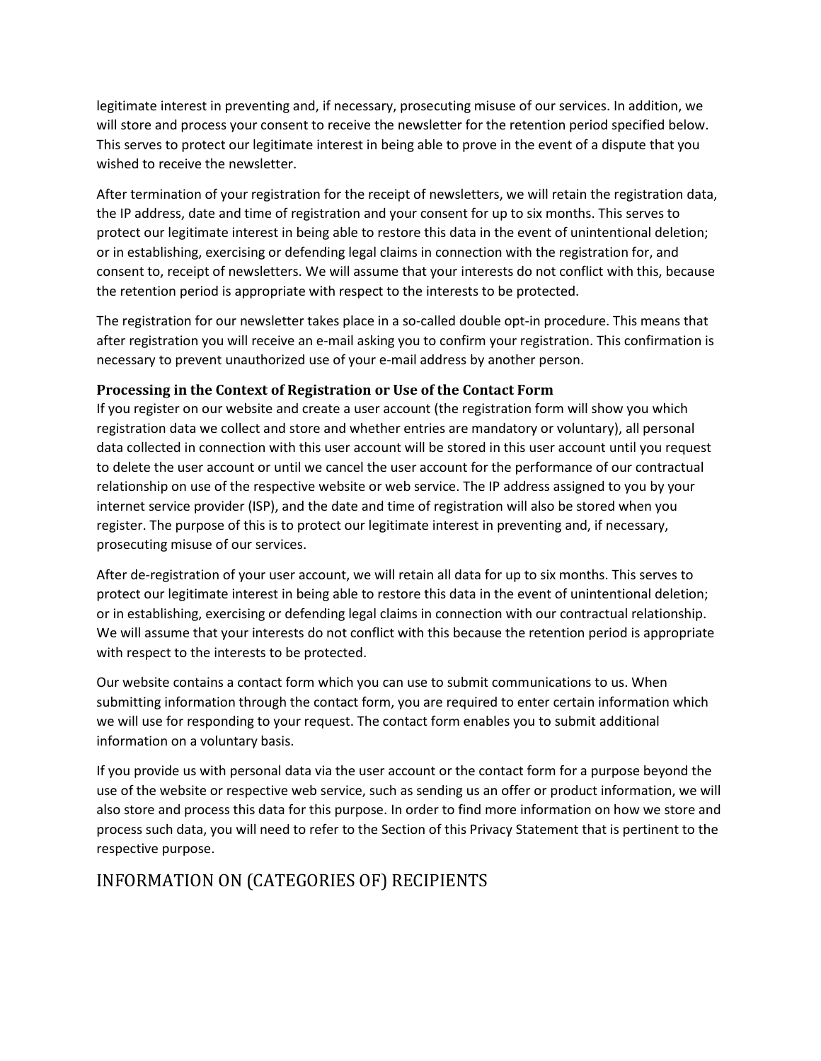legitimate interest in preventing and, if necessary, prosecuting misuse of our services. In addition, we will store and process your consent to receive the newsletter for the retention period specified below. This serves to protect our legitimate interest in being able to prove in the event of a dispute that you wished to receive the newsletter.

After termination of your registration for the receipt of newsletters, we will retain the registration data, the IP address, date and time of registration and your consent for up to six months. This serves to protect our legitimate interest in being able to restore this data in the event of unintentional deletion; or in establishing, exercising or defending legal claims in connection with the registration for, and consent to, receipt of newsletters. We will assume that your interests do not conflict with this, because the retention period is appropriate with respect to the interests to be protected.

The registration for our newsletter takes place in a so-called double opt-in procedure. This means that after registration you will receive an e-mail asking you to confirm your registration. This confirmation is necessary to prevent unauthorized use of your e-mail address by another person.

### Processing in the Context of Registration or Use of the Contact Form

If you register on our website and create a user account (the registration form will show you which registration data we collect and store and whether entries are mandatory or voluntary), all personal data collected in connection with this user account will be stored in this user account until you request to delete the user account or until we cancel the user account for the performance of our contractual relationship on use of the respective website or web service. The IP address assigned to you by your internet service provider (ISP), and the date and time of registration will also be stored when you register. The purpose of this is to protect our legitimate interest in preventing and, if necessary, prosecuting misuse of our services.

After de-registration of your user account, we will retain all data for up to six months. This serves to protect our legitimate interest in being able to restore this data in the event of unintentional deletion; or in establishing, exercising or defending legal claims in connection with our contractual relationship. We will assume that your interests do not conflict with this because the retention period is appropriate with respect to the interests to be protected.

Our website contains a contact form which you can use to submit communications to us. When submitting information through the contact form, you are required to enter certain information which we will use for responding to your request. The contact form enables you to submit additional information on a voluntary basis.

If you provide us with personal data via the user account or the contact form for a purpose beyond the use of the website or respective web service, such as sending us an offer or product information, we will also store and process this data for this purpose. In order to find more information on how we store and process such data, you will need to refer to the Section of this Privacy Statement that is pertinent to the respective purpose.

## INFORMATION ON (CATEGORIES OF) RECIPIENTS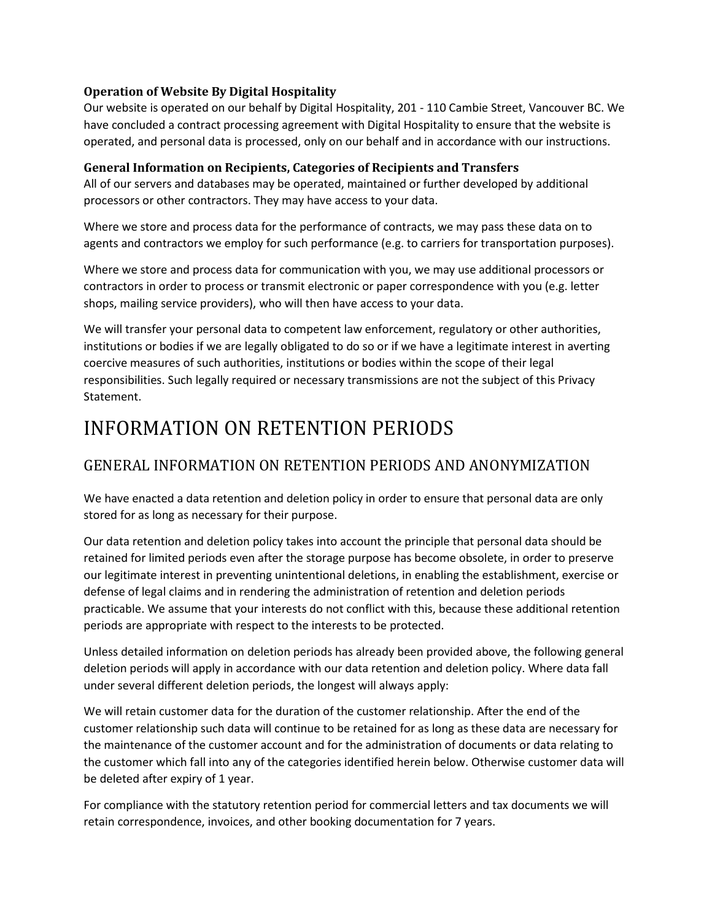### Operation of Website By Digital Hospitality

Our website is operated on our behalf by Digital Hospitality, 201 - 110 Cambie Street, Vancouver BC. We have concluded a contract processing agreement with Digital Hospitality to ensure that the website is operated, and personal data is processed, only on our behalf and in accordance with our instructions.

### General Information on Recipients, Categories of Recipients and Transfers

All of our servers and databases may be operated, maintained or further developed by additional processors or other contractors. They may have access to your data.

Where we store and process data for the performance of contracts, we may pass these data on to agents and contractors we employ for such performance (e.g. to carriers for transportation purposes).

Where we store and process data for communication with you, we may use additional processors or contractors in order to process or transmit electronic or paper correspondence with you (e.g. letter shops, mailing service providers), who will then have access to your data.

We will transfer your personal data to competent law enforcement, regulatory or other authorities, institutions or bodies if we are legally obligated to do so or if we have a legitimate interest in averting coercive measures of such authorities, institutions or bodies within the scope of their legal responsibilities. Such legally required or necessary transmissions are not the subject of this Privacy Statement.

# INFORMATION ON RETENTION PERIODS

## GENERAL INFORMATION ON RETENTION PERIODS AND ANONYMIZATION

We have enacted a data retention and deletion policy in order to ensure that personal data are only stored for as long as necessary for their purpose.

Our data retention and deletion policy takes into account the principle that personal data should be retained for limited periods even after the storage purpose has become obsolete, in order to preserve our legitimate interest in preventing unintentional deletions, in enabling the establishment, exercise or defense of legal claims and in rendering the administration of retention and deletion periods practicable. We assume that your interests do not conflict with this, because these additional retention periods are appropriate with respect to the interests to be protected.

Unless detailed information on deletion periods has already been provided above, the following general deletion periods will apply in accordance with our data retention and deletion policy. Where data fall under several different deletion periods, the longest will always apply:

We will retain customer data for the duration of the customer relationship. After the end of the customer relationship such data will continue to be retained for as long as these data are necessary for the maintenance of the customer account and for the administration of documents or data relating to the customer which fall into any of the categories identified herein below. Otherwise customer data will be deleted after expiry of 1 year.

For compliance with the statutory retention period for commercial letters and tax documents we will retain correspondence, invoices, and other booking documentation for 7 years.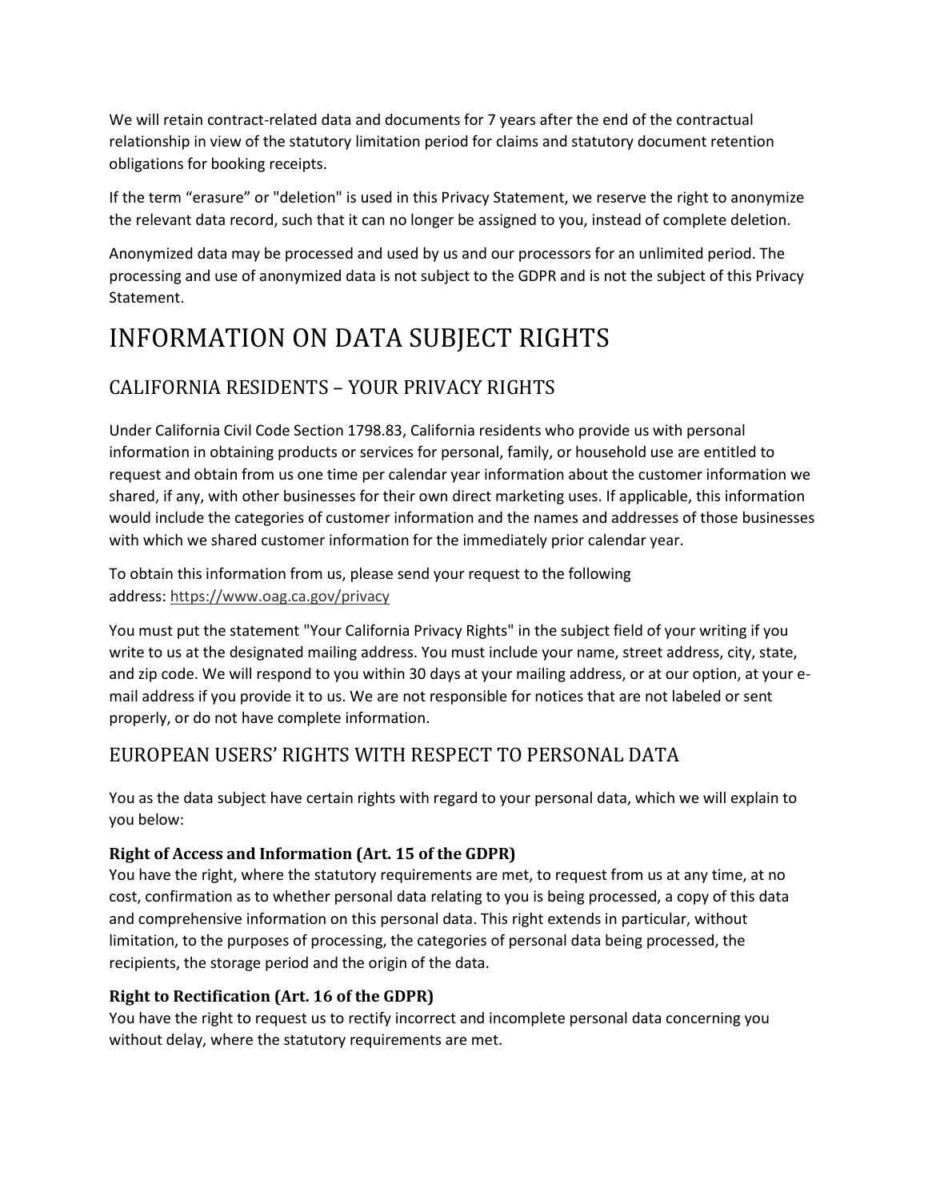We will retain contract-related data and documents for 7 years after the end of the contractual relationship in view of the statutory limitation period for claims and statutory document retention obligations for booking receipts.

If the term “erasure” or "deletion" is used in this Privacy Statement, we reserve the right to anonymize the relevant data record, such that it can no longer be assigned to you, instead of complete deletion.

Anonymized data may be processed and used by us and our processors for an unlimited period. The processing and use of anonymized data is not subject to the GDPR and is not the subject of this Privacy Statement.

# INFORMATION ON DATA SUBJECT RIGHTS

## CALIFORNIA RESIDENTS – YOUR PRIVACY RIGHTS

Under California Civil Code Section 1798.83, California residents who provide us with personal information in obtaining products or services for personal, family, or household use are entitled to request and obtain from us one time per calendar year information about the customer information we shared, if any, with other businesses for their own direct marketing uses. If applicable, this information would include the categories of customer information and the names and addresses of those businesses with which we shared customer information for the immediately prior calendar year.

To obtain this information from us, please send your request to the following address: https://www.oag.ca.gov/privacy

You must put the statement "Your California Privacy Rights" in the subject field of your writing if you write to us at the designated mailing address. You must include your name, street address, city, state, and zip code. We will respond to you within 30 days at your mailing address, or at our option, at your e-mail address if you provide it to us. We are not responsible for notices that are not labeled or sent properly, or do not have complete information.

## EUROPEAN USERS’ RIGHTS WITH RESPECT TO PERSONAL DATA

You as the data subject have certain rights with regard to your personal data, which we will explain to you below:

**Right of Access and Information (Art. 15 of the GDPR)**
You have the right, where the statutory requirements are met, to request from us at any time, at no cost, confirmation as to whether personal data relating to you is being processed, a copy of this data and comprehensive information on this personal data. This right extends in particular, without limitation, to the purposes of processing, the categories of personal data being processed, the recipients, the storage period and the origin of the data.

**Right to Rectification (Art. 16 of the GDPR)**
You have the right to request us to rectify incorrect and incomplete personal data concerning you without delay, where the statutory requirements are met.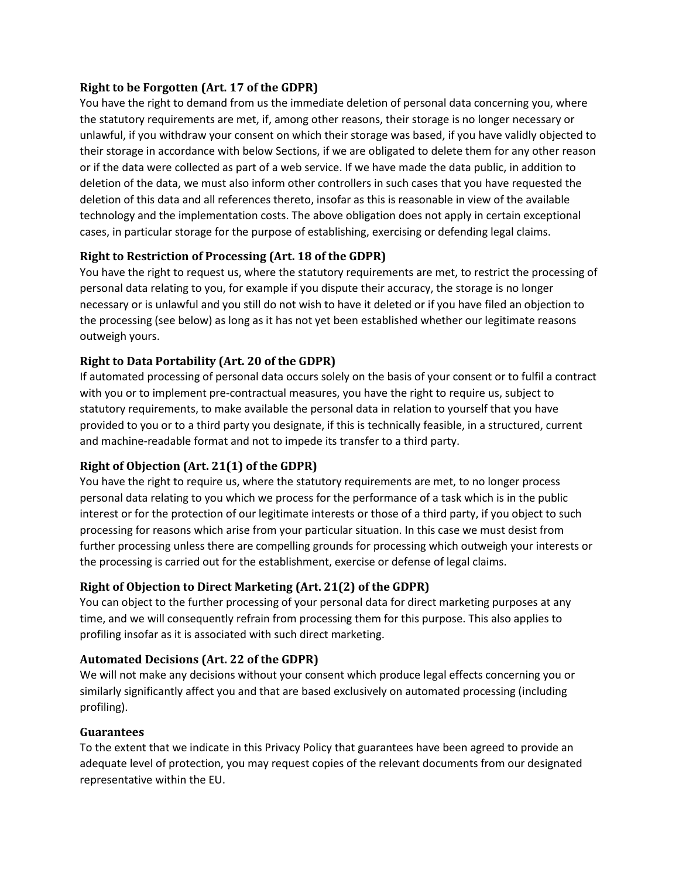### Right to be Forgotten (Art. 17 of the GDPR)

You have the right to demand from us the immediate deletion of personal data concerning you, where the statutory requirements are met, if, among other reasons, their storage is no longer necessary or unlawful, if you withdraw your consent on which their storage was based, if you have validly objected to their storage in accordance with below Sections, if we are obligated to delete them for any other reason or if the data were collected as part of a web service. If we have made the data public, in addition to deletion of the data, we must also inform other controllers in such cases that you have requested the deletion of this data and all references thereto, insofar as this is reasonable in view of the available technology and the implementation costs. The above obligation does not apply in certain exceptional cases, in particular storage for the purpose of establishing, exercising or defending legal claims.

### Right to Restriction of Processing (Art. 18 of the GDPR)

You have the right to request us, where the statutory requirements are met, to restrict the processing of personal data relating to you, for example if you dispute their accuracy, the storage is no longer necessary or is unlawful and you still do not wish to have it deleted or if you have filed an objection to the processing (see below) as long as it has not yet been established whether our legitimate reasons outweigh yours.

### Right to Data Portability (Art. 20 of the GDPR)

If automated processing of personal data occurs solely on the basis of your consent or to fulfil a contract with you or to implement pre-contractual measures, you have the right to require us, subject to statutory requirements, to make available the personal data in relation to yourself that you have provided to you or to a third party you designate, if this is technically feasible, in a structured, current and machine-readable format and not to impede its transfer to a third party.

### Right of Objection (Art. 21(1) of the GDPR)

You have the right to require us, where the statutory requirements are met, to no longer process personal data relating to you which we process for the performance of a task which is in the public interest or for the protection of our legitimate interests or those of a third party, if you object to such processing for reasons which arise from your particular situation. In this case we must desist from further processing unless there are compelling grounds for processing which outweigh your interests or the processing is carried out for the establishment, exercise or defense of legal claims.

### Right of Objection to Direct Marketing (Art. 21(2) of the GDPR)

You can object to the further processing of your personal data for direct marketing purposes at any time, and we will consequently refrain from processing them for this purpose. This also applies to profiling insofar as it is associated with such direct marketing.

### Automated Decisions (Art. 22 of the GDPR)

We will not make any decisions without your consent which produce legal effects concerning you or similarly significantly affect you and that are based exclusively on automated processing (including profiling).

### Guarantees

To the extent that we indicate in this Privacy Policy that guarantees have been agreed to provide an adequate level of protection, you may request copies of the relevant documents from our designated representative within the EU.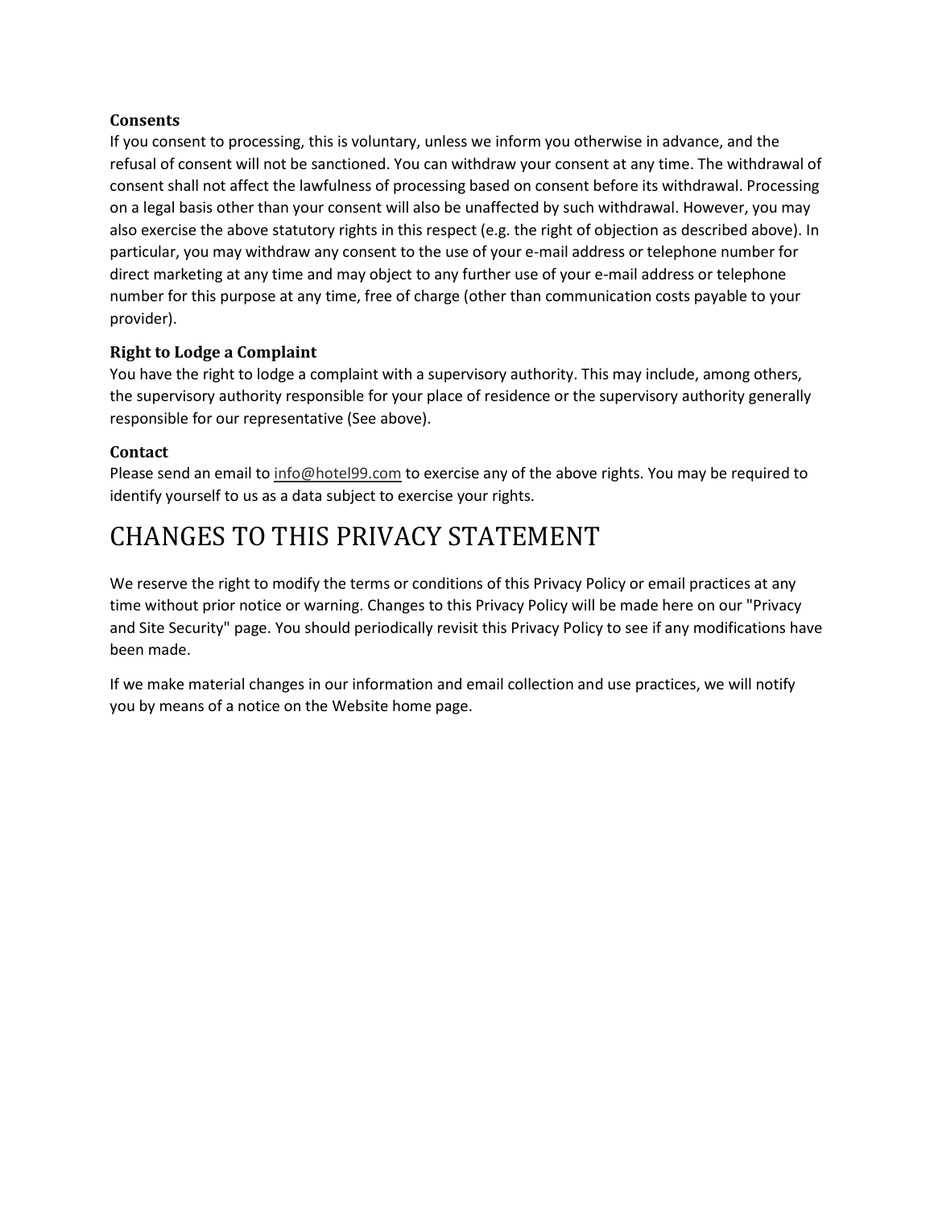### Consents

If you consent to processing, this is voluntary, unless we inform you otherwise in advance, and the refusal of consent will not be sanctioned. You can withdraw your consent at any time. The withdrawal of consent shall not affect the lawfulness of processing based on consent before its withdrawal. Processing on a legal basis other than your consent will also be unaffected by such withdrawal. However, you may also exercise the above statutory rights in this respect (e.g. the right of objection as described above). In particular, you may withdraw any consent to the use of your e-mail address or telephone number for direct marketing at any time and may object to any further use of your e-mail address or telephone number for this purpose at any time, free of charge (other than communication costs payable to your provider).

### Right to Lodge a Complaint

You have the right to lodge a complaint with a supervisory authority. This may include, among others, the supervisory authority responsible for your place of residence or the supervisory authority generally responsible for our representative (See above).

### Contact

Please send an email to info@hotel99.com to exercise any of the above rights. You may be required to identify yourself to us as a data subject to exercise your rights.

# CHANGES TO THIS PRIVACY STATEMENT

We reserve the right to modify the terms or conditions of this Privacy Policy or email practices at any time without prior notice or warning. Changes to this Privacy Policy will be made here on our "Privacy and Site Security" page. You should periodically revisit this Privacy Policy to see if any modifications have been made.

If we make material changes in our information and email collection and use practices, we will notify you by means of a notice on the Website home page.